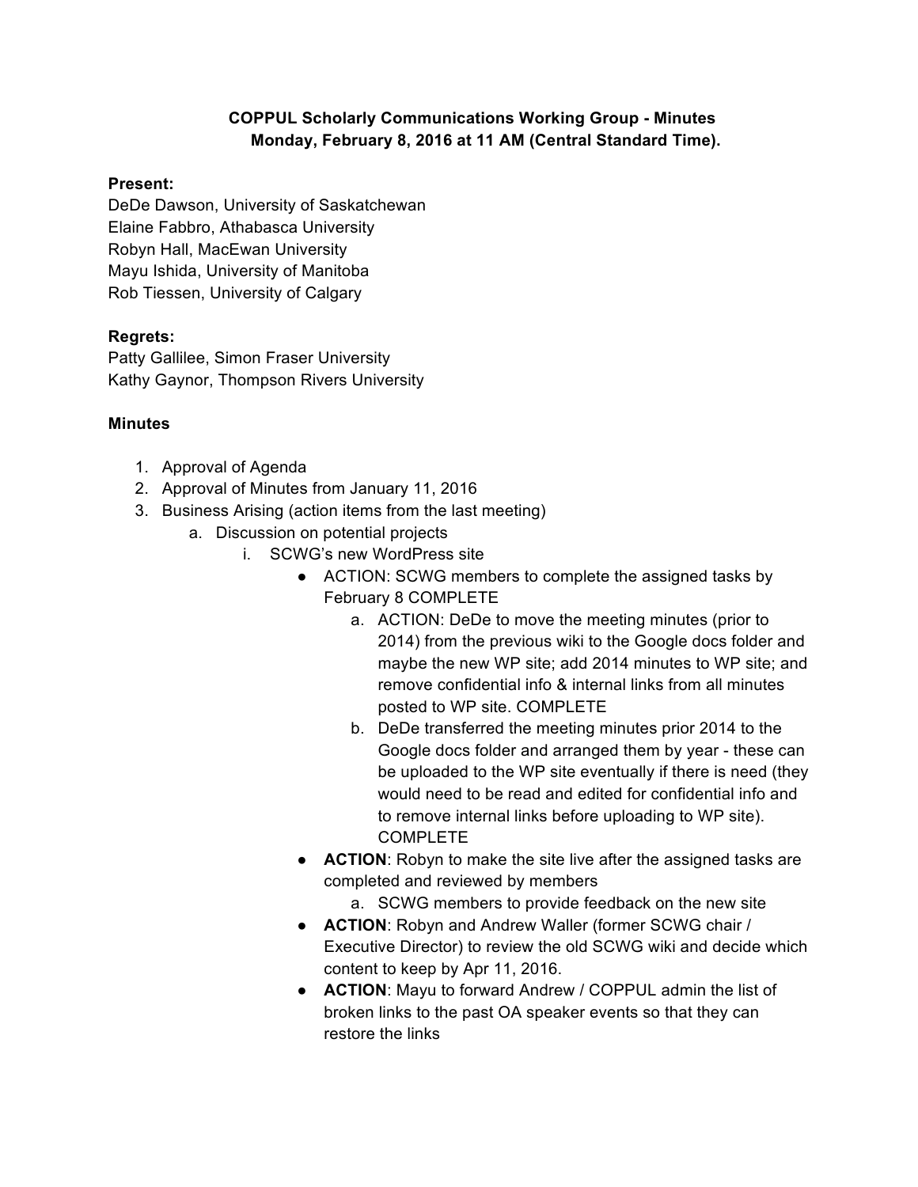# COPPUL Scholarly Communications Working Group - Minutes

**Monday, February 8, 2016 at 11 AM (Central Standard Time).**

**Present:**

DeDe Dawson, University of Saskatchewan
Elaine Fabbro, Athabasca University
Robyn Hall, MacEwan University
Mayu Ishida, University of Manitoba
Rob Tiessen, University of Calgary

**Regrets:**

Patty Gallilee, Simon Fraser University
Kathy Gaynor, Thompson Rivers University

**Minutes**

1. Approval of Agenda
2. Approval of Minutes from January 11, 2016
3. Business Arising (action items from the last meeting)
    a. Discussion on potential projects
        i. SCWG's new WordPress site
            - ACTION: SCWG members to complete the assigned tasks by February 8 COMPLETE
                a. ACTION: DeDe to move the meeting minutes (prior to 2014) from the previous wiki to the Google docs folder and maybe the new WP site; add 2014 minutes to WP site; and remove confidential info & internal links from all minutes posted to WP site. COMPLETE
                b. DeDe transferred the meeting minutes prior 2014 to the Google docs folder and arranged them by year - these can be uploaded to the WP site eventually if there is need (they would need to be read and edited for confidential info and to remove internal links before uploading to WP site). COMPLETE
            - **ACTION**: Robyn to make the site live after the assigned tasks are completed and reviewed by members
                a. SCWG members to provide feedback on the new site
            - **ACTION**: Robyn and Andrew Waller (former SCWG chair / Executive Director) to review the old SCWG wiki and decide which content to keep by Apr 11, 2016.
            - **ACTION**: Mayu to forward Andrew / COPPUL admin the list of broken links to the past OA speaker events so that they can restore the links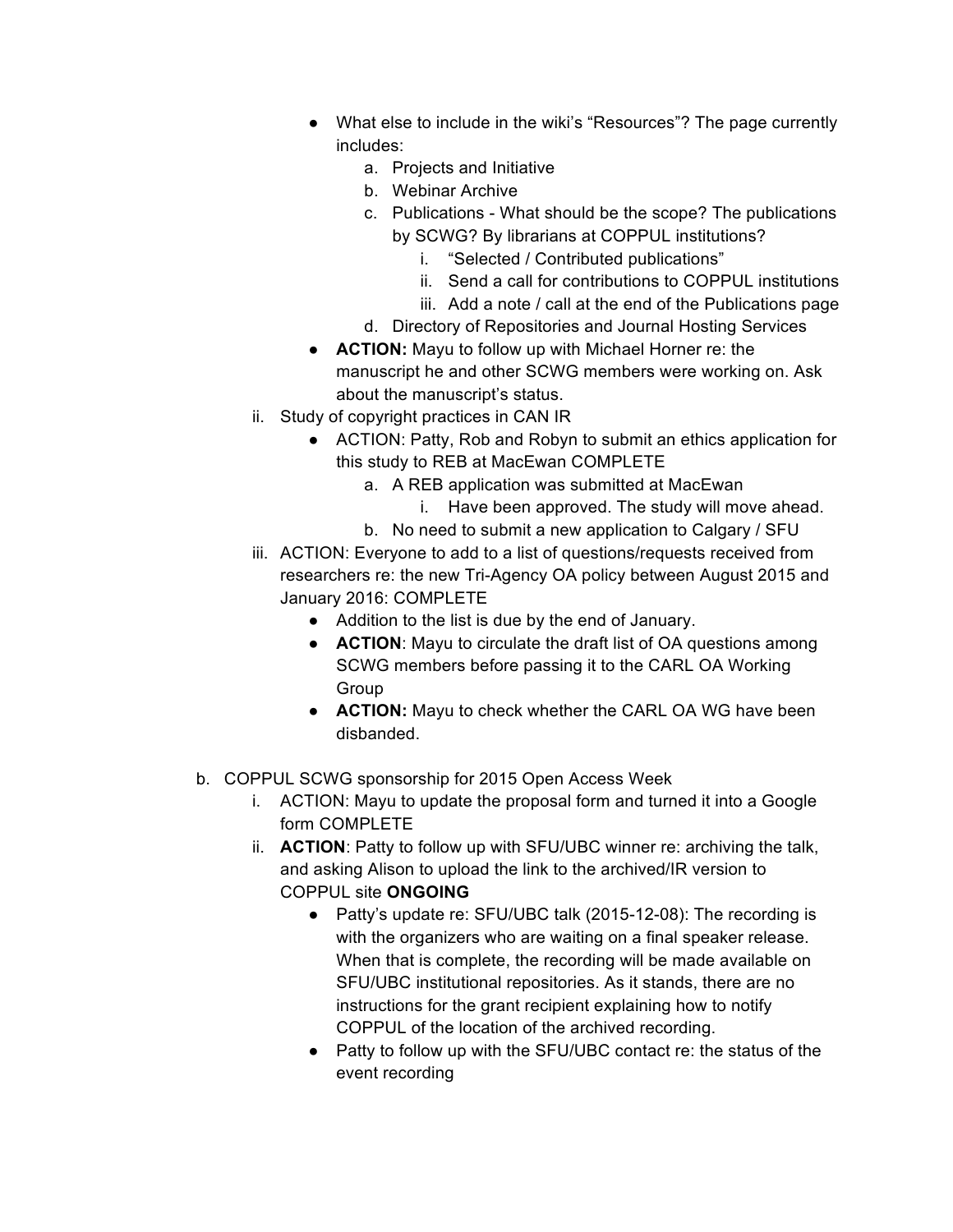- What else to include in the wiki's "Resources"? The page currently includes:
                a. Projects and Initiative
                b. Webinar Archive
                c. Publications - What should be the scope? The publications by SCWG? By librarians at COPPUL institutions?
                    i. "Selected / Contributed publications"
                    ii. Send a call for contributions to COPPUL institutions
                    iii. Add a note / call at the end of the Publications page
                d. Directory of Repositories and Journal Hosting Services
            - **ACTION:** Mayu to follow up with Michael Horner re: the manuscript he and other SCWG members were working on. Ask about the manuscript's status.
        ii. Study of copyright practices in CAN IR
            - ACTION: Patty, Rob and Robyn to submit an ethics application for this study to REB at MacEwan COMPLETE
                a. A REB application was submitted at MacEwan
                    i. Have been approved. The study will move ahead.
                b. No need to submit a new application to Calgary / SFU
        iii. ACTION: Everyone to add to a list of questions/requests received from researchers re: the new Tri-Agency OA policy between August 2015 and January 2016: COMPLETE
            - Addition to the list is due by the end of January.
            - **ACTION**: Mayu to circulate the draft list of OA questions among SCWG members before passing it to the CARL OA Working Group
            - **ACTION:** Mayu to check whether the CARL OA WG have been disbanded.

b. COPPUL SCWG sponsorship for 2015 Open Access Week
    i. ACTION: Mayu to update the proposal form and turned it into a Google form COMPLETE
    ii. **ACTION**: Patty to follow up with SFU/UBC winner re: archiving the talk, and asking Alison to upload the link to the archived/IR version to COPPUL site **ONGOING**
        - Patty's update re: SFU/UBC talk (2015-12-08): The recording is with the organizers who are waiting on a final speaker release. When that is complete, the recording will be made available on SFU/UBC institutional repositories. As it stands, there are no instructions for the grant recipient explaining how to notify COPPUL of the location of the archived recording.
        - Patty to follow up with the SFU/UBC contact re: the status of the event recording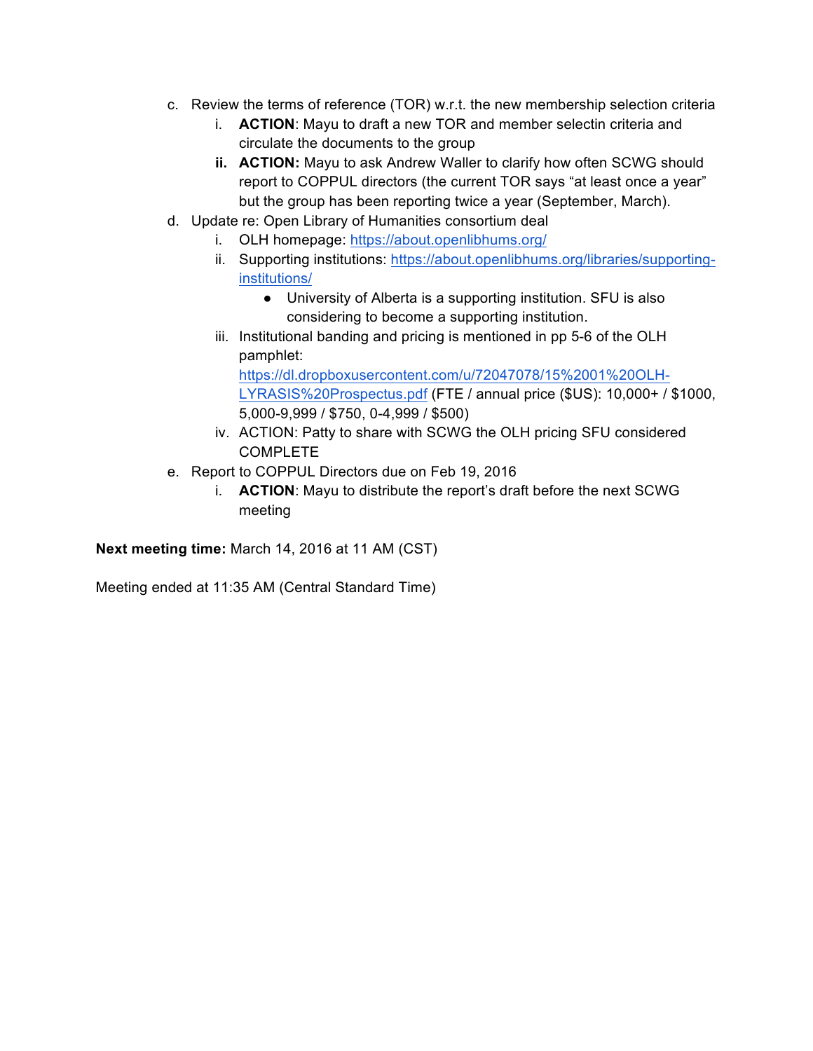c. Review the terms of reference (TOR) w.r.t. the new membership selection criteria
    i. **ACTION**: Mayu to draft a new TOR and member selectin criteria and circulate the documents to the group
    ii. **ACTION:** Mayu to ask Andrew Waller to clarify how often SCWG should report to COPPUL directors (the current TOR says "at least once a year" but the group has been reporting twice a year (September, March).

d. Update re: Open Library of Humanities consortium deal
    i. OLH homepage: [https://about.openlibhums.org/](https://about.openlibhums.org/)
    ii. Supporting institutions: [https://about.openlibhums.org/libraries/supporting-institutions/](https://about.openlibhums.org/libraries/supporting-institutions/)
        - University of Alberta is a supporting institution. SFU is also considering to become a supporting institution.
    iii. Institutional banding and pricing is mentioned in pp 5-6 of the OLH pamphlet: [https://dl.dropboxusercontent.com/u/72047078/15%2001%20OLH-LYRASIS%20Prospectus.pdf](https://dl.dropboxusercontent.com/u/72047078/15%2001%20OLH-LYRASIS%20Prospectus.pdf) (FTE / annual price ($US): 10,000+ / $1000, 5,000-9,999 / $750, 0-4,999 / $500)
    iv. ACTION: Patty to share with SCWG the OLH pricing SFU considered COMPLETE

e. Report to COPPUL Directors due on Feb 19, 2016
    i. **ACTION**: Mayu to distribute the report's draft before the next SCWG meeting

**Next meeting time:** March 14, 2016 at 11 AM (CST)

Meeting ended at 11:35 AM (Central Standard Time)